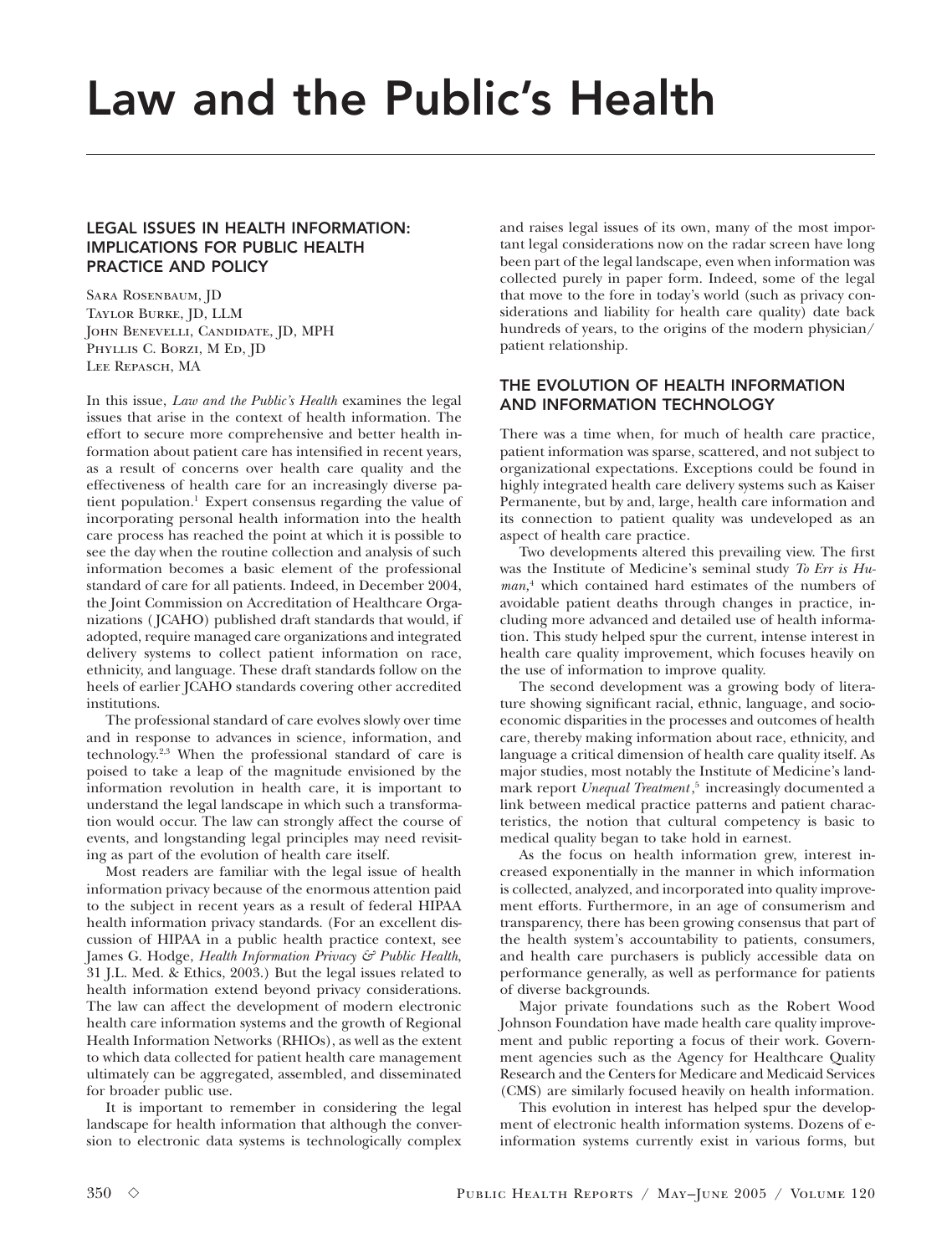# Law and the Public's Health

## LEGAL ISSUES IN HEALTH INFORMATION: IMPLICATIONS FOR PUBLIC HEALTH PRACTICE AND POLICY

Sara Rosenbaum, JD
Taylor Burke, JD, LLM
John Benevelli, Candidate, JD, MPH
Phyllis C. Borzi, M Ed, JD
Lee Repasch, MA

In this issue, *Law and the Public's Health* examines the legal issues that arise in the context of health information. The effort to secure more comprehensive and better health information about patient care has intensified in recent years, as a result of concerns over health care quality and the effectiveness of health care for an increasingly diverse patient population.[1] Expert consensus regarding the value of incorporating personal health information into the health care process has reached the point at which it is possible to see the day when the routine collection and analysis of such information becomes a basic element of the professional standard of care for all patients. Indeed, in December 2004, the Joint Commission on Accreditation of Healthcare Organizations (JCAHO) published draft standards that would, if adopted, require managed care organizations and integrated delivery systems to collect patient information on race, ethnicity, and language. These draft standards follow on the heels of earlier JCAHO standards covering other accredited institutions.

The professional standard of care evolves slowly over time and in response to advances in science, information, and technology.[2,3] When the professional standard of care is poised to take a leap of the magnitude envisioned by the information revolution in health care, it is important to understand the legal landscape in which such a transformation would occur. The law can strongly affect the course of events, and longstanding legal principles may need revisiting as part of the evolution of health care itself.

Most readers are familiar with the legal issue of health information privacy because of the enormous attention paid to the subject in recent years as a result of federal HIPAA health information privacy standards. (For an excellent discussion of HIPAA in a public health practice context, see James G. Hodge, *Health Information Privacy & Public Health*, 31 J.L. Med. & Ethics, 2003.) But the legal issues related to health information extend beyond privacy considerations. The law can affect the development of modern electronic health care information systems and the growth of Regional Health Information Networks (RHIOs), as well as the extent to which data collected for patient health care management ultimately can be aggregated, assembled, and disseminated for broader public use.

It is important to remember in considering the legal landscape for health information that although the conversion to electronic data systems is technologically complex and raises legal issues of its own, many of the most important legal considerations now on the radar screen have long been part of the legal landscape, even when information was collected purely in paper form. Indeed, some of the legal that move to the fore in today's world (such as privacy considerations and liability for health care quality) date back hundreds of years, to the origins of the modern physician/patient relationship.

## THE EVOLUTION OF HEALTH INFORMATION AND INFORMATION TECHNOLOGY

There was a time when, for much of health care practice, patient information was sparse, scattered, and not subject to organizational expectations. Exceptions could be found in highly integrated health care delivery systems such as Kaiser Permanente, but by and, large, health care information and its connection to patient quality was undeveloped as an aspect of health care practice.

Two developments altered this prevailing view. The first was the Institute of Medicine's seminal study *To Err is Human*,[4] which contained hard estimates of the numbers of avoidable patient deaths through changes in practice, including more advanced and detailed use of health information. This study helped spur the current, intense interest in health care quality improvement, which focuses heavily on the use of information to improve quality.

The second development was a growing body of literature showing significant racial, ethnic, language, and socioeconomic disparities in the processes and outcomes of health care, thereby making information about race, ethnicity, and language a critical dimension of health care quality itself. As major studies, most notably the Institute of Medicine's landmark report *Unequal Treatment*,[5] increasingly documented a link between medical practice patterns and patient characteristics, the notion that cultural competency is basic to medical quality began to take hold in earnest.

As the focus on health information grew, interest increased exponentially in the manner in which information is collected, analyzed, and incorporated into quality improvement efforts. Furthermore, in an age of consumerism and transparency, there has been growing consensus that part of the health system's accountability to patients, consumers, and health care purchasers is publicly accessible data on performance generally, as well as performance for patients of diverse backgrounds.

Major private foundations such as the Robert Wood Johnson Foundation have made health care quality improvement and public reporting a focus of their work. Government agencies such as the Agency for Healthcare Quality Research and the Centers for Medicare and Medicaid Services (CMS) are similarly focused heavily on health information.

This evolution in interest has helped spur the development of electronic health information systems. Dozens of e-information systems currently exist in various forms, but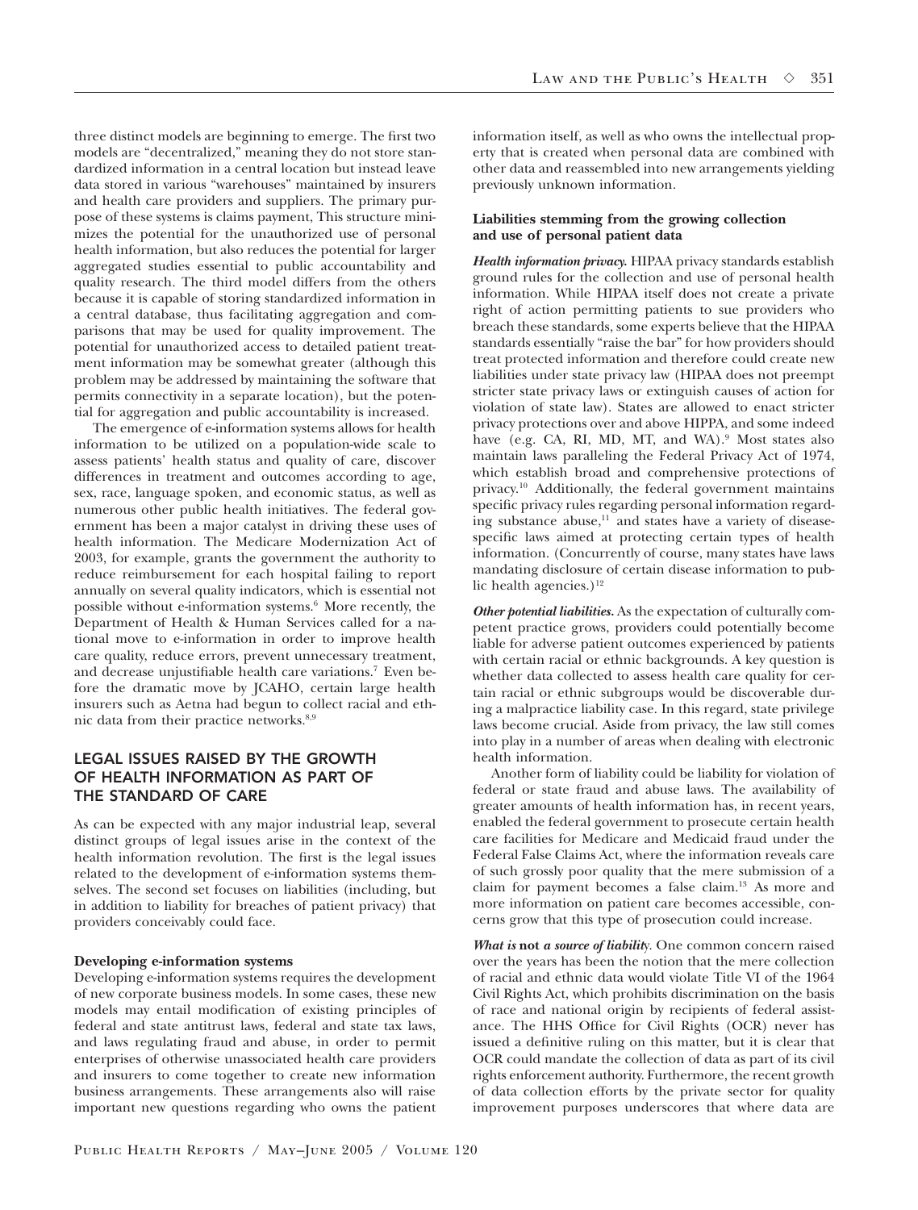three distinct models are beginning to emerge. The first two models are "decentralized," meaning they do not store standardized information in a central location but instead leave data stored in various "warehouses" maintained by insurers and health care providers and suppliers. The primary purpose of these systems is claims payment, This structure minimizes the potential for the unauthorized use of personal health information, but also reduces the potential for larger aggregated studies essential to public accountability and quality research. The third model differs from the others because it is capable of storing standardized information in a central database, thus facilitating aggregation and comparisons that may be used for quality improvement. The potential for unauthorized access to detailed patient treatment information may be somewhat greater (although this problem may be addressed by maintaining the software that permits connectivity in a separate location), but the potential for aggregation and public accountability is increased.

The emergence of e-information systems allows for health information to be utilized on a population-wide scale to assess patients' health status and quality of care, discover differences in treatment and outcomes according to age, sex, race, language spoken, and economic status, as well as numerous other public health initiatives. The federal government has been a major catalyst in driving these uses of health information. The Medicare Modernization Act of 2003, for example, grants the government the authority to reduce reimbursement for each hospital failing to report annually on several quality indicators, which is essential not possible without e-information systems.[6] More recently, the Department of Health & Human Services called for a national move to e-information in order to improve health care quality, reduce errors, prevent unnecessary treatment, and decrease unjustifiable health care variations.[7] Even before the dramatic move by JCAHO, certain large health insurers such as Aetna had begun to collect racial and ethnic data from their practice networks.[8,9]

## LEGAL ISSUES RAISED BY THE GROWTH OF HEALTH INFORMATION AS PART OF THE STANDARD OF CARE

As can be expected with any major industrial leap, several distinct groups of legal issues arise in the context of the health information revolution. The first is the legal issues related to the development of e-information systems themselves. The second set focuses on liabilities (including, but in addition to liability for breaches of patient privacy) that providers conceivably could face.

### Developing e-information systems

Developing e-information systems requires the development of new corporate business models. In some cases, these new models may entail modification of existing principles of federal and state antitrust laws, federal and state tax laws, and laws regulating fraud and abuse, in order to permit enterprises of otherwise unassociated health care providers and insurers to come together to create new information business arrangements. These arrangements also will raise important new questions regarding who owns the patient information itself, as well as who owns the intellectual property that is created when personal data are combined with other data and reassembled into new arrangements yielding previously unknown information.

### Liabilities stemming from the growing collection and use of personal patient data

***Health information privacy.*** HIPAA privacy standards establish ground rules for the collection and use of personal health information. While HIPAA itself does not create a private right of action permitting patients to sue providers who breach these standards, some experts believe that the HIPAA standards essentially "raise the bar" for how providers should treat protected information and therefore could create new liabilities under state privacy law (HIPAA does not preempt stricter state privacy laws or extinguish causes of action for violation of state law). States are allowed to enact stricter privacy protections over and above HIPPA, and some indeed have (e.g. CA, RI, MD, MT, and WA).[9] Most states also maintain laws paralleling the Federal Privacy Act of 1974, which establish broad and comprehensive protections of privacy.[10] Additionally, the federal government maintains specific privacy rules regarding personal information regarding substance abuse,[11] and states have a variety of disease-specific laws aimed at protecting certain types of health information. (Concurrently of course, many states have laws mandating disclosure of certain disease information to public health agencies.)[12]

***Other potential liabilities.*** As the expectation of culturally competent practice grows, providers could potentially become liable for adverse patient outcomes experienced by patients with certain racial or ethnic backgrounds. A key question is whether data collected to assess health care quality for certain racial or ethnic subgroups would be discoverable during a malpractice liability case. In this regard, state privilege laws become crucial. Aside from privacy, the law still comes into play in a number of areas when dealing with electronic health information.

Another form of liability could be liability for violation of federal or state fraud and abuse laws. The availability of greater amounts of health information has, in recent years, enabled the federal government to prosecute certain health care facilities for Medicare and Medicaid fraud under the Federal False Claims Act, where the information reveals care of such grossly poor quality that the mere submission of a claim for payment becomes a false claim.[13] As more and more information on patient care becomes accessible, concerns grow that this type of prosecution could increase.

***What is* not *a source of liability*.** One common concern raised over the years has been the notion that the mere collection of racial and ethnic data would violate Title VI of the 1964 Civil Rights Act, which prohibits discrimination on the basis of race and national origin by recipients of federal assistance. The HHS Office for Civil Rights (OCR) never has issued a definitive ruling on this matter, but it is clear that OCR could mandate the collection of data as part of its civil rights enforcement authority. Furthermore, the recent growth of data collection efforts by the private sector for quality improvement purposes underscores that where data are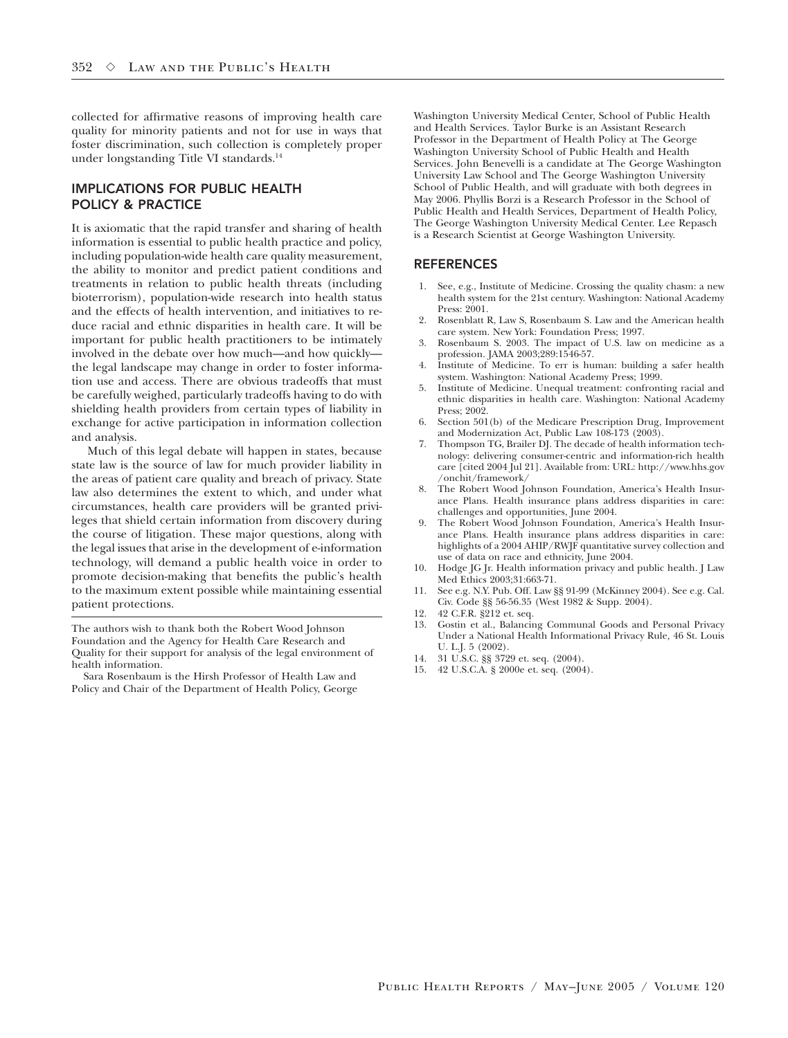collected for affirmative reasons of improving health care quality for minority patients and not for use in ways that foster discrimination, such collection is completely proper under longstanding Title VI standards.[14]

## IMPLICATIONS FOR PUBLIC HEALTH POLICY & PRACTICE

It is axiomatic that the rapid transfer and sharing of health information is essential to public health practice and policy, including population-wide health care quality measurement, the ability to monitor and predict patient conditions and treatments in relation to public health threats (including bioterrorism), population-wide research into health status and the effects of health intervention, and initiatives to reduce racial and ethnic disparities in health care. It will be important for public health practitioners to be intimately involved in the debate over how much—and how quickly—the legal landscape may change in order to foster information use and access. There are obvious tradeoffs that must be carefully weighed, particularly tradeoffs having to do with shielding health providers from certain types of liability in exchange for active participation in information collection and analysis.

Much of this legal debate will happen in states, because state law is the source of law for much provider liability in the areas of patient care quality and breach of privacy. State law also determines the extent to which, and under what circumstances, health care providers will be granted privileges that shield certain information from discovery during the course of litigation. These major questions, along with the legal issues that arise in the development of e-information technology, will demand a public health voice in order to promote decision-making that benefits the public's health to the maximum extent possible while maintaining essential patient protections.

---

The authors wish to thank both the Robert Wood Johnson Foundation and the Agency for Health Care Research and Quality for their support for analysis of the legal environment of health information.

Sara Rosenbaum is the Hirsh Professor of Health Law and Policy and Chair of the Department of Health Policy, George Washington University Medical Center, School of Public Health and Health Services. Taylor Burke is an Assistant Research Professor in the Department of Health Policy at The George Washington University School of Public Health and Health Services. John Benevelli is a candidate at The George Washington University Law School and The George Washington University School of Public Health, and will graduate with both degrees in May 2006. Phyllis Borzi is a Research Professor in the School of Public Health and Health Services, Department of Health Policy, The George Washington University Medical Center. Lee Repasch is a Research Scientist at George Washington University.

## REFERENCES

1. See, e.g., Institute of Medicine. Crossing the quality chasm: a new health system for the 21st century. Washington: National Academy Press: 2001.
2. Rosenblatt R, Law S, Rosenbaum S. Law and the American health care system. New York: Foundation Press; 1997.
3. Rosenbaum S. 2003. The impact of U.S. law on medicine as a profession. JAMA 2003;289:1546-57.
4. Institute of Medicine. To err is human: building a safer health system. Washington: National Academy Press; 1999.
5. Institute of Medicine. Unequal treatment: confronting racial and ethnic disparities in health care. Washington: National Academy Press; 2002.
6. Section 501(b) of the Medicare Prescription Drug, Improvement and Modernization Act, Public Law 108-173 (2003).
7. Thompson TG, Brailer DJ. The decade of health information technology: delivering consumer-centric and information-rich health care [cited 2004 Jul 21]. Available from: URL: http://www.hhs.gov/onchit/framework/
8. The Robert Wood Johnson Foundation, America's Health Insurance Plans. Health insurance plans address disparities in care: challenges and opportunities, June 2004.
9. The Robert Wood Johnson Foundation, America's Health Insurance Plans. Health insurance plans address disparities in care: highlights of a 2004 AHIP/RWJF quantitative survey collection and use of data on race and ethnicity, June 2004.
10. Hodge JG Jr. Health information privacy and public health. J Law Med Ethics 2003;31:663-71.
11. See e.g. N.Y. Pub. Off. Law §§ 91-99 (McKinney 2004). See e.g. Cal. Civ. Code §§ 56-56.35 (West 1982 & Supp. 2004).
12. 42 C.F.R. §212 et. seq.
13. Gostin et al., Balancing Communal Goods and Personal Privacy Under a National Health Informational Privacy Rule, 46 St. Louis U. L.J. 5 (2002).
14. 31 U.S.C. §§ 3729 et. seq. (2004).
15. 42 U.S.C.A. § 2000e et. seq. (2004).